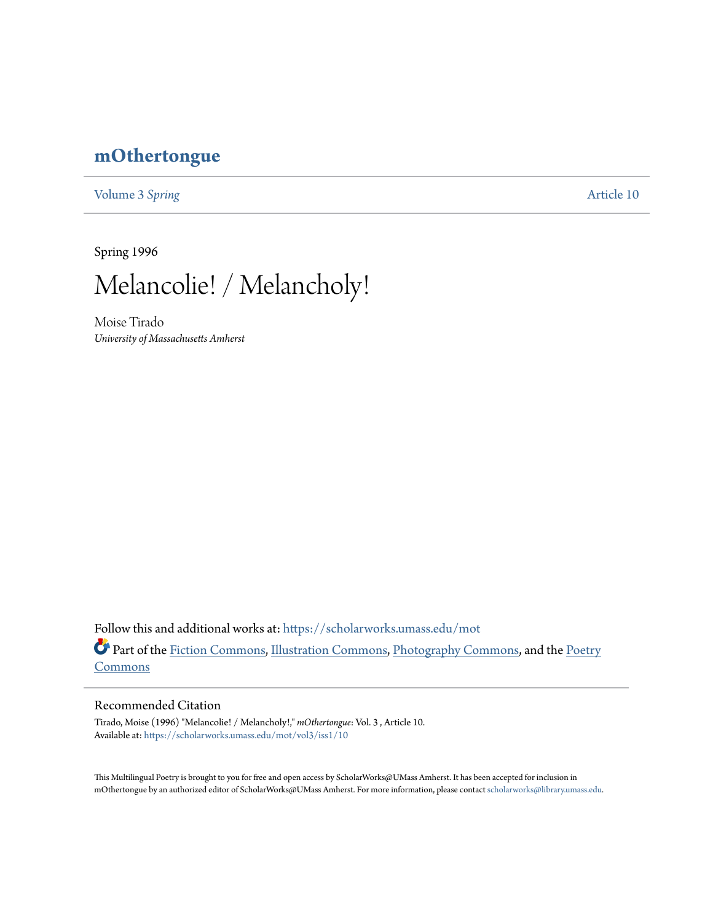# mOthertongue

Volume 3 *Spring* | Article 10

Spring 1996

# Melancolie! / Melancholy!

Moise Tirado
*University of Massachusetts Amherst*

Follow this and additional works at: https://scholarworks.umass.edu/mot

Part of the Fiction Commons, Illustration Commons, Photography Commons, and the Poetry Commons

## Recommended Citation

Tirado, Moise (1996) "Melancolie! / Melancholy!," *mOthertongue*: Vol. 3 , Article 10.
Available at: https://scholarworks.umass.edu/mot/vol3/iss1/10

This Multilingual Poetry is brought to you for free and open access by ScholarWorks@UMass Amherst. It has been accepted for inclusion in mOthertongue by an authorized editor of ScholarWorks@UMass Amherst. For more information, please contact scholarworks@library.umass.edu.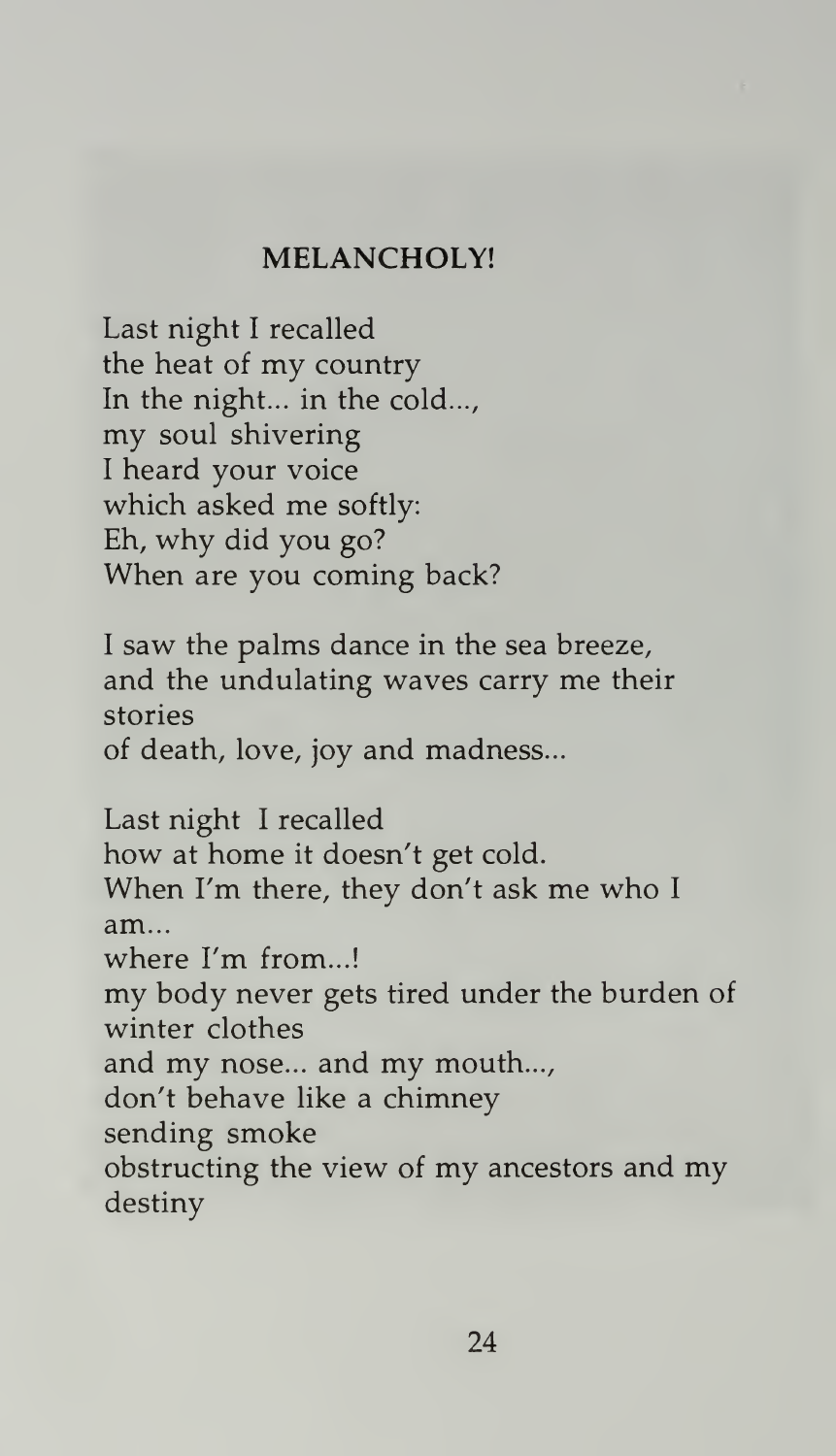## MELANCHOLY!

Last night I recalled  
the heat of my country  
In the night... in the cold...,  
my soul shivering  
I heard your voice  
which asked me softly:  
Eh, why did you go?  
When are you coming back?

I saw the palms dance in the sea breeze,  
and the undulating waves carry me their stories  
of death, love, joy and madness...

Last night I recalled  
how at home it doesn't get cold.  
When I'm there, they don't ask me who I am...  
where I'm from...!  
my body never gets tired under the burden of winter clothes  
and my nose... and my mouth...,  
don't behave like a chimney  
sending smoke  
obstructing the view of my ancestors and my destiny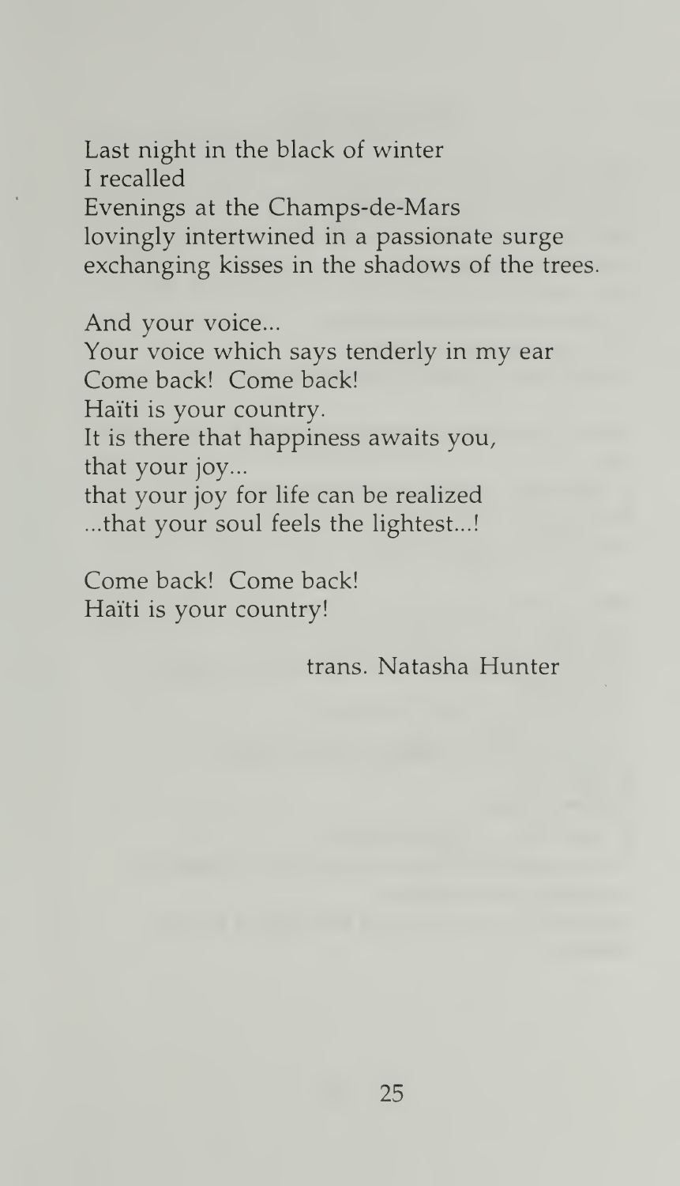Last night in the black of winter  
I recalled  
Evenings at the Champs-de-Mars  
lovingly intertwined in a passionate surge  
exchanging kisses in the shadows of the trees.

And your voice...  
Your voice which says tenderly in my ear  
Come back! Come back!  
Haïti is your country.  
It is there that happiness awaits you,  
that your joy...  
that your joy for life can be realized  
...that your soul feels the lightest...!

Come back! Come back!  
Haïti is your country!

trans. Natasha Hunter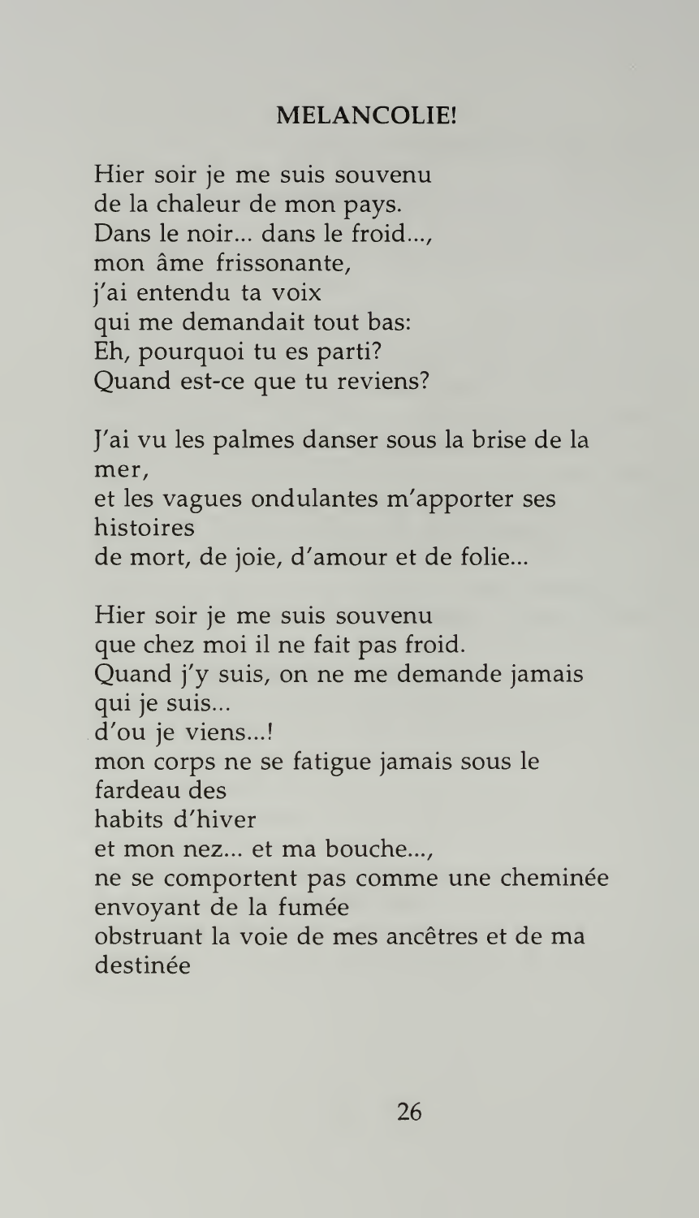**MELANCOLIE!**

Hier soir je me suis souvenu  
de la chaleur de mon pays.  
Dans le noir... dans le froid...,  
mon âme frissonante,  
j'ai entendu ta voix  
qui me demandait tout bas:  
Eh, pourquoi tu es parti?  
Quand est-ce que tu reviens?

J'ai vu les palmes danser sous la brise de la mer,  
et les vagues ondulantes m'apporter ses histoires  
de mort, de joie, d'amour et de folie...

Hier soir je me suis souvenu  
que chez moi il ne fait pas froid.  
Quand j'y suis, on ne me demande jamais qui je suis...  
d'ou je viens...!  
mon corps ne se fatigue jamais sous le fardeau des  
habits d'hiver  
et mon nez... et ma bouche...,  
ne se comportent pas comme une cheminée  
envoyant de la fumée  
obstruant la voie de mes ancêtres et de ma destinée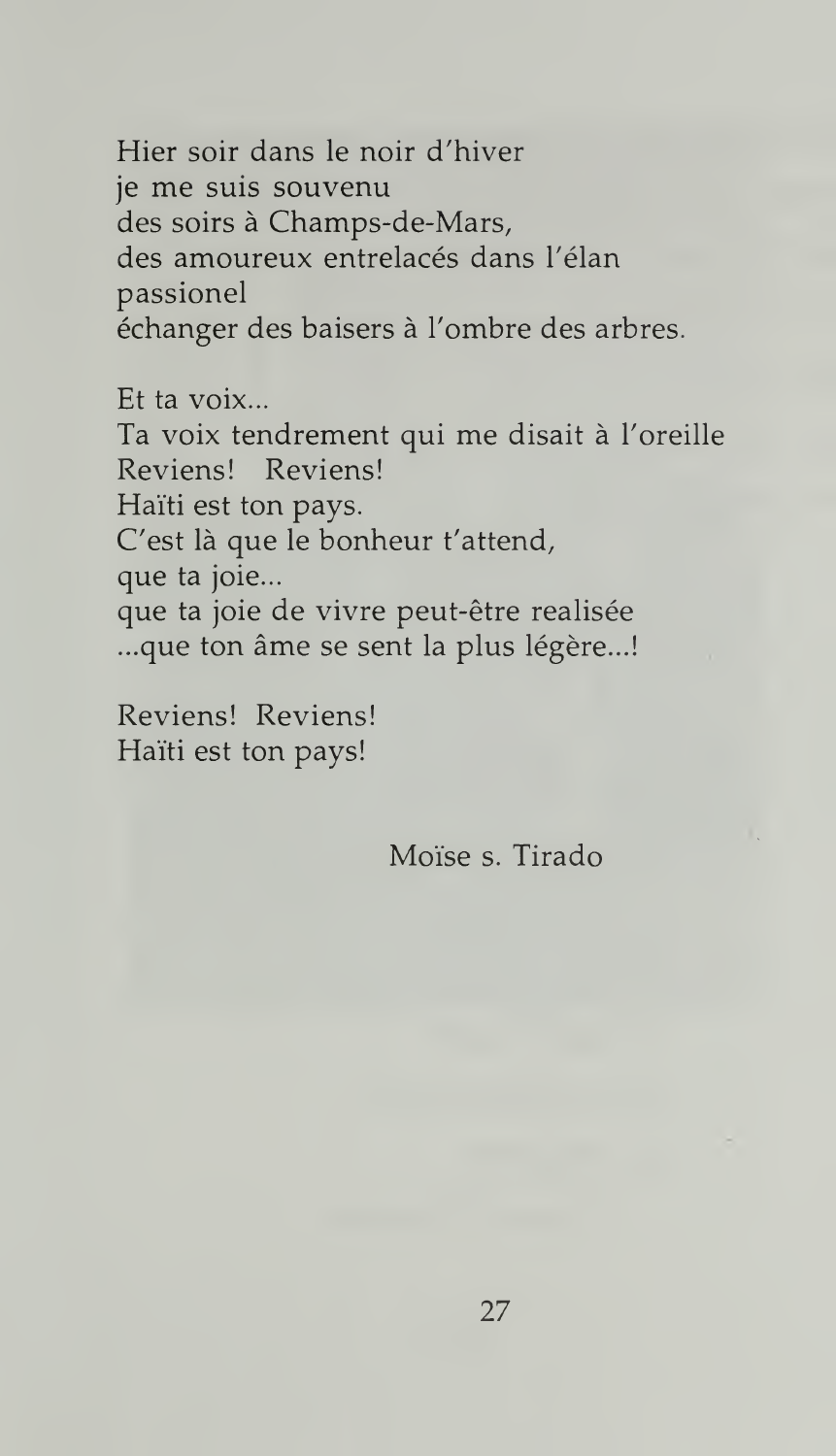Hier soir dans le noir d'hiver  
je me suis souvenu  
des soirs à Champs-de-Mars,  
des amoureux entrelacés dans l'élan  
passionel  
échanger des baisers à l'ombre des arbres.

Et ta voix...  
Ta voix tendrement qui me disait à l'oreille  
Reviens! Reviens!  
Haïti est ton pays.  
C'est là que le bonheur t'attend,  
que ta joie...  
que ta joie de vivre peut-être realisée  
...que ton âme se sent la plus légère...!

Reviens! Reviens!  
Haïti est ton pays!

Moïse s. Tirado